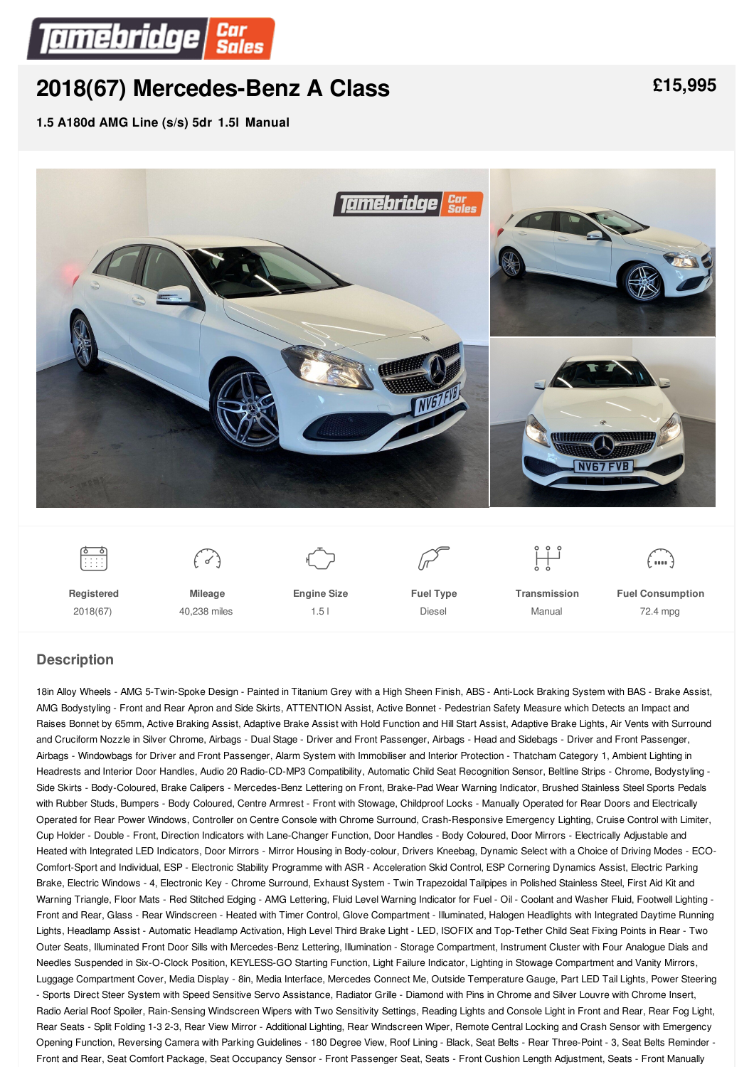# 2018(67) Mercedes-Benz A Class

**£15,995**

**1.5 A180d AMG Line (s/s) 5dr 1.5l Manual**

| Registered | Mileage | Engine Size | Fuel Type | Transmission | Fuel Consumption |
|---|---|---|---|---|---|
| 2018(67) | 40,238 miles | 1.5 l | Diesel | Manual | 72.4 mpg |

## Description

18in Alloy Wheels - AMG 5-Twin-Spoke Design - Painted in Titanium Grey with a High Sheen Finish, ABS - Anti-Lock Braking System with BAS - Brake Assist, AMG Bodystyling - Front and Rear Apron and Side Skirts, ATTENTION Assist, Active Bonnet - Pedestrian Safety Measure which Detects an Impact and Raises Bonnet by 65mm, Active Braking Assist, Adaptive Brake Assist with Hold Function and Hill Start Assist, Adaptive Brake Lights, Air Vents with Surround and Cruciform Nozzle in Silver Chrome, Airbags - Dual Stage - Driver and Front Passenger, Airbags - Head and Sidebags - Driver and Front Passenger, Airbags - Windowbags for Driver and Front Passenger, Alarm System with Immobiliser and Interior Protection - Thatcham Category 1, Ambient Lighting in Headrests and Interior Door Handles, Audio 20 Radio-CD-MP3 Compatibility, Automatic Child Seat Recognition Sensor, Beltline Strips - Chrome, Bodystyling - Side Skirts - Body-Coloured, Brake Calipers - Mercedes-Benz Lettering on Front, Brake-Pad Wear Warning Indicator, Brushed Stainless Steel Sports Pedals with Rubber Studs, Bumpers - Body Coloured, Centre Armrest - Front with Stowage, Childproof Locks - Manually Operated for Rear Doors and Electrically Operated for Rear Power Windows, Controller on Centre Console with Chrome Surround, Crash-Responsive Emergency Lighting, Cruise Control with Limiter, Cup Holder - Double - Front, Direction Indicators with Lane-Changer Function, Door Handles - Body Coloured, Door Mirrors - Electrically Adjustable and Heated with Integrated LED Indicators, Door Mirrors - Mirror Housing in Body-colour, Drivers Kneebag, Dynamic Select with a Choice of Driving Modes - ECO-Comfort-Sport and Individual, ESP - Electronic Stability Programme with ASR - Acceleration Skid Control, ESP Cornering Dynamics Assist, Electric Parking Brake, Electric Windows - 4, Electronic Key - Chrome Surround, Exhaust System - Twin Trapezoidal Tailpipes in Polished Stainless Steel, First Aid Kit and Warning Triangle, Floor Mats - Red Stitched Edging - AMG Lettering, Fluid Level Warning Indicator for Fuel - Oil - Coolant and Washer Fluid, Footwell Lighting - Front and Rear, Glass - Rear Windscreen - Heated with Timer Control, Glove Compartment - Illuminated, Halogen Headlights with Integrated Daytime Running Lights, Headlamp Assist - Automatic Headlamp Activation, High Level Third Brake Light - LED, ISOFIX and Top-Tether Child Seat Fixing Points in Rear - Two Outer Seats, Illuminated Front Door Sills with Mercedes-Benz Lettering, Illumination - Storage Compartment, Instrument Cluster with Four Analogue Dials and Needles Suspended in Six-O-Clock Position, KEYLESS-GO Starting Function, Light Failure Indicator, Lighting in Stowage Compartment and Vanity Mirrors, Luggage Compartment Cover, Media Display - 8in, Media Interface, Mercedes Connect Me, Outside Temperature Gauge, Part LED Tail Lights, Power Steering - Sports Direct Steer System with Speed Sensitive Servo Assistance, Radiator Grille - Diamond with Pins in Chrome and Silver Louvre with Chrome Insert, Radio Aerial Roof Spoiler, Rain-Sensing Windscreen Wipers with Two Sensitivity Settings, Reading Lights and Console Light in Front and Rear, Rear Fog Light, Rear Seats - Split Folding 1-3 2-3, Rear View Mirror - Additional Lighting, Rear Windscreen Wiper, Remote Central Locking and Crash Sensor with Emergency Opening Function, Reversing Camera with Parking Guidelines - 180 Degree View, Roof Lining - Black, Seat Belts - Rear Three-Point - 3, Seat Belts Reminder - Front and Rear, Seat Comfort Package, Seat Occupancy Sensor - Front Passenger Seat, Seats - Front Cushion Length Adjustment, Seats - Front Manually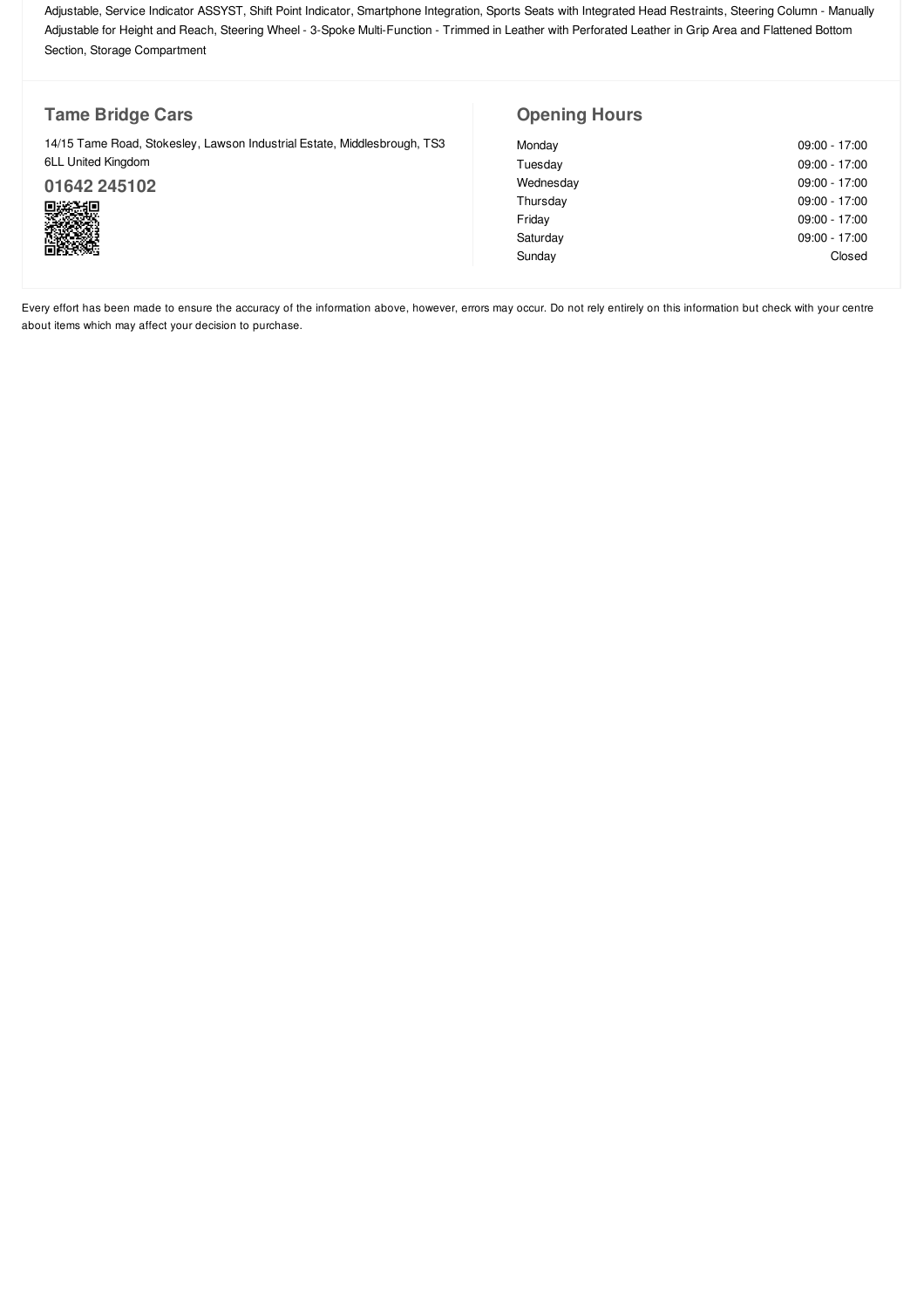Adjustable, Service Indicator ASSYST, Shift Point Indicator, Smartphone Integration, Sports Seats with Integrated Head Restraints, Steering Column - Manually Adjustable for Height and Reach, Steering Wheel - 3-Spoke Multi-Function - Trimmed in Leather with Perforated Leather in Grip Area and Flattened Bottom Section, Storage Compartment

## Tame Bridge Cars

14/15 Tame Road, Stokesley, Lawson Industrial Estate, Middlesbrough, TS3 6LL United Kingdom

**01642 245102**

## Opening Hours

| | |
|---|---|
| Monday | 09:00 - 17:00 |
| Tuesday | 09:00 - 17:00 |
| Wednesday | 09:00 - 17:00 |
| Thursday | 09:00 - 17:00 |
| Friday | 09:00 - 17:00 |
| Saturday | 09:00 - 17:00 |
| Sunday | Closed |

Every effort has been made to ensure the accuracy of the information above, however, errors may occur. Do not rely entirely on this information but check with your centre about items which may affect your decision to purchase.